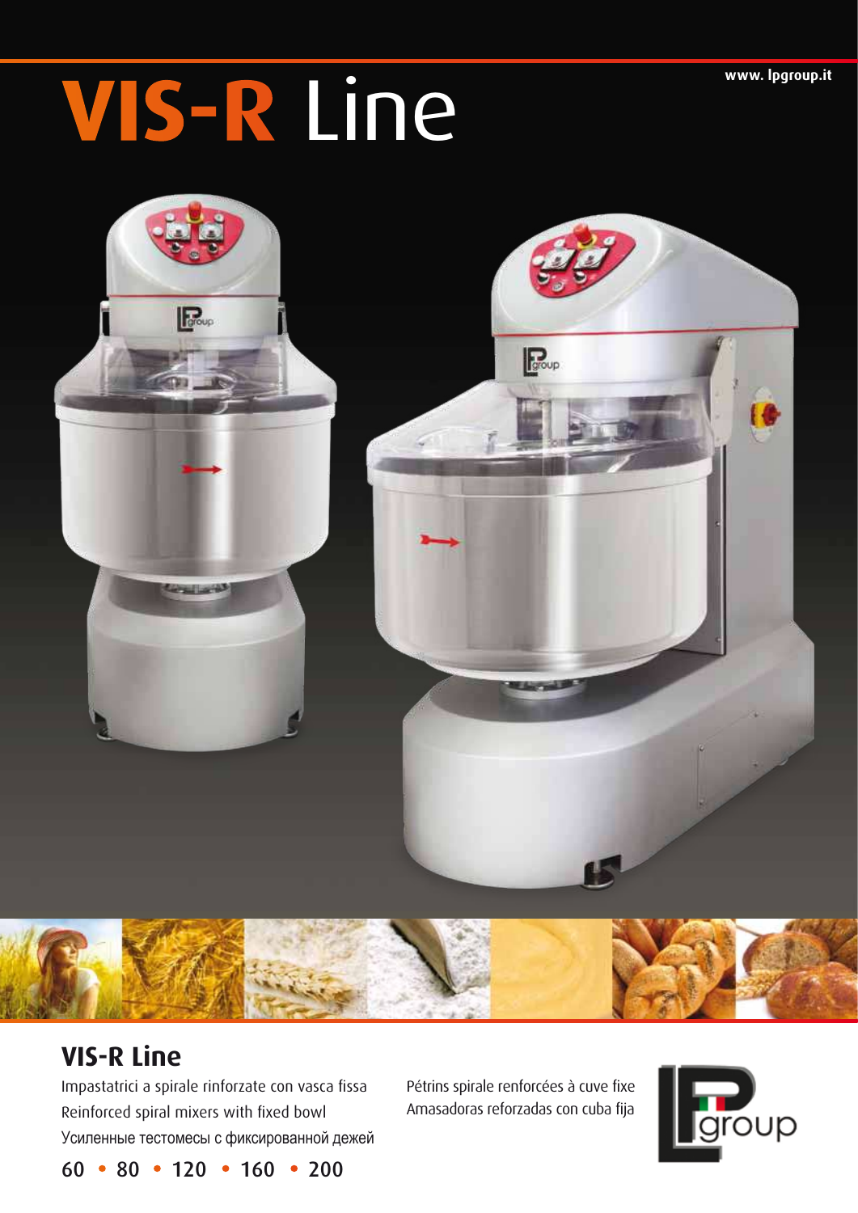www. lpgroup.it

# VIS-R Line

## VIS-R Line

Impastatrici a spirale rinforzate con vasca fissa
Reinforced spiral mixers with fixed bowl
Усиленные тестомесы с фиксированной дежей

Pétrins spirale renforcées à cuve fixe
Amasadoras reforzadas con cuba fija

60 • 80 • 120 • 160 • 200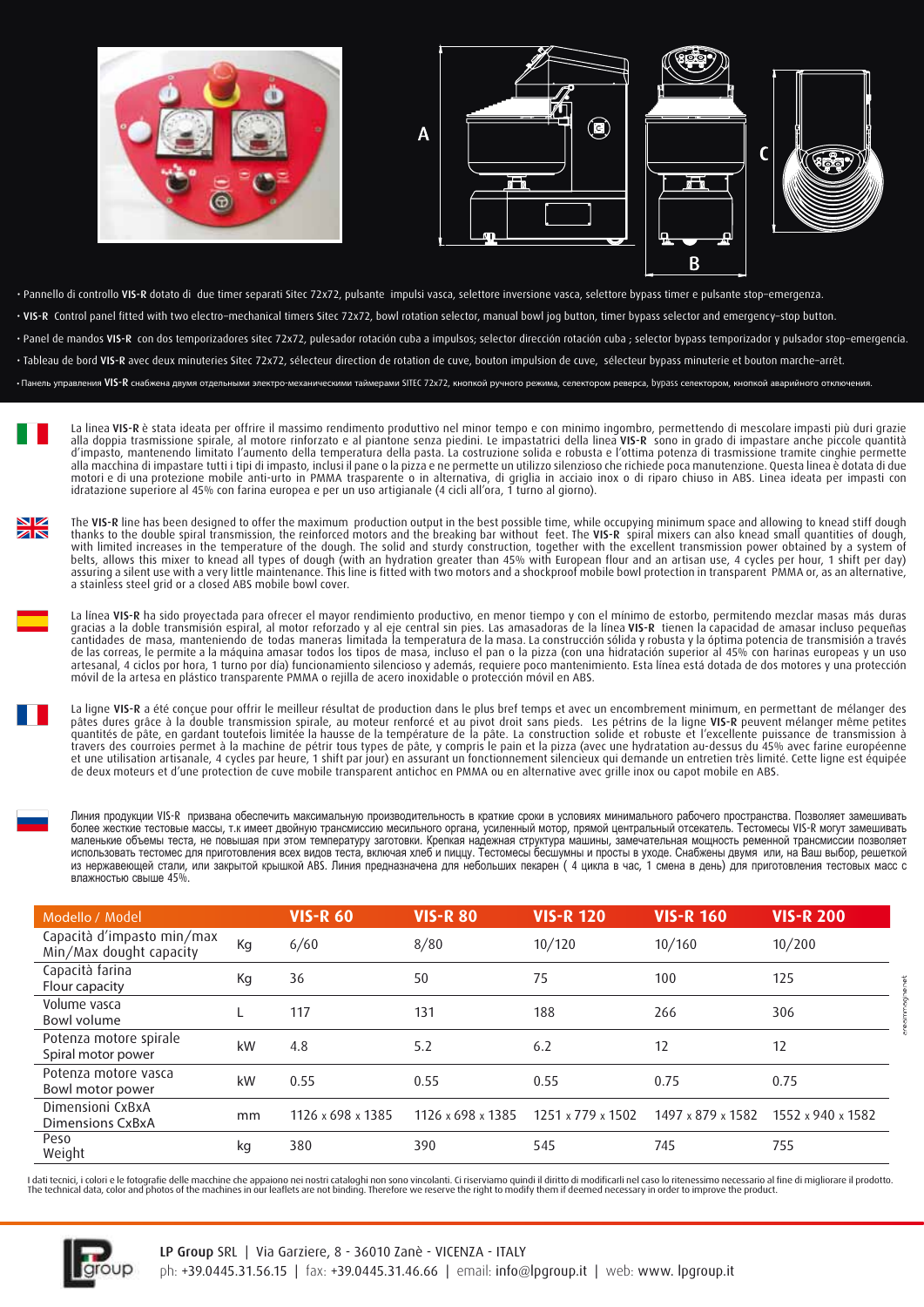• Pannello di controllo **VIS-R** dotato di due timer separati Sitec 72x72, pulsante impulsi vasca, selettore inversione vasca, selettore bypass timer e pulsante stop-emergenza.

• **VIS-R** Control panel fitted with two electro-mechanical timers Sitec 72x72, bowl rotation selector, manual bowl jog button, timer bypass selector and emergency-stop button.

• Panel de mandos **VIS-R** con dos temporizadores sitec 72x72, pulesador rotación cuba a impulsos; selector dirección rotación cuba ; selector bypass temporizador y pulsador stop-emergencia.

• Tableau de bord **VIS-R** avec deux minuteries Sitec 72x72, sélecteur direction de rotation de cuve, bouton impulsion de cuve, sélecteur bypass minuterie et bouton marche-arrêt.

• Панель управления **VIS-R** снабжена двумя отдельными электро-механическими таймерами SITEC 72x72, кнопкой ручного режима, селектором реверса, bypass селектором, кнопкой аварийного отключения.

La linea **VIS-R** è stata ideata per offrire il massimo rendimento produttivo nel minor tempo e con minimo ingombro, permettendo di mescolare impasti più duri grazie alla doppia trasmissione spirale, al motore rinforzato e al piantone senza piedini. Le impastatrici della linea **VIS-R** sono in grado di impastare anche piccole quantità d'impasto, mantenendo limitato l'aumento della temperatura della pasta. La costruzione solida e robusta e l'ottima potenza di trasmissione tramite cinghie permette alla macchina di impastare tutti i tipi di impasto, inclusi il pane o la pizza e ne permette un utilizzo silenzioso che richiede poca manutenzione. Questa linea è dotata di due motori e di una protezione mobile anti-urto in PMMA trasparente o in alternativa, di griglia in acciaio inox o di riparo chiuso in ABS. Linea ideata per impasti con idratazione superiore al 45% con farina europea e per un uso artigianale (4 cicli all'ora, 1 turno al giorno).

The **VIS-R** line has been designed to offer the maximum production output in the best possible time, while occupying minimum space and allowing to knead stiff dough thanks to the double spiral transmission, the reinforced motors and the breaking bar without feet. The **VIS-R** spiral mixers can also knead small quantities of dough, with limited increases in the temperature of the dough. The solid and sturdy construction, together with the excellent transmission power obtained by a system of belts, allows this mixer to knead all types of dough (with an hydration greater than 45% with European flour and an artisan use, 4 cycles per hour, 1 shift per day) assuring a silent use with a very little maintenance. This line is fitted with two motors and a shockproof mobile bowl protection in transparent PMMA or, as an alternative, a stainless steel grid or a closed ABS mobile bowl cover.

La línea **VIS-R** ha sido proyectada para ofrecer el mayor rendimiento productivo, en menor tiempo y con el mínimo de estorbo, permitendo mezclar masas más duras gracias a la doble transmisión espiral, al motor reforzado y al eje central sin pies. Las amasadoras de la línea **VIS-R** tienen la capacidad de amasar incluso pequeñas cantidades de masa, manteniendo de todas maneras limitada la temperatura de la masa. La construcción sólida y robusta y la óptima potencia de transmisión a través de las correas, le permite a la máquina amasar todos los tipos de masa, incluso el pan o la pizza (con una hidratación superior al 45% con harinas europeas y un uso artesanal, 4 ciclos por hora, 1 turno por día) funcionamiento silencioso y además, requiere poco mantenimiento. Esta línea está dotada de dos motores y una protección móvil de la artesa en plástico transparente PMMA o rejilla de acero inoxidable o protección móvil en ABS.

La ligne **VIS-R** a été conçue pour offrir le meilleur résultat de production dans le plus bref temps et avec un encombrement minimum, en permettant de mélanger des pâtes dures grâce à la double transmission spirale, au moteur renforcé et au pivot droit sans pieds. Les pétrins de la ligne **VIS-R** peuvent mélanger même petites quantités de pâte, en gardant toutefois limitée la hausse de la température de la pâte. La construction solide et robuste et l'excellente puissance de transmission à travers des courroies permet à la machine de pétrir tous types de pâte, y compris le pain et la pizza (avec une hydratation au-dessus du 45% avec farine européenne et une utilisation artisanale, 4 cycles par heure, 1 shift par jour) en assurant un fonctionnement silencieux qui demande un entretien très limité. Cette ligne est équipée de deux moteurs et d'une protection de cuve mobile transparent antichoc en PMMA ou en alternative avec grille inox ou capot mobile en ABS.

Линия продукции VIS-R призвана обеспечить максимальную производительность в краткие сроки в условиях минимального рабочего пространства. Позволяет замешивать более жесткие тестовые массы, т.к имеет двойную трансмиссию месильного органа, усиленный мотор, прямой центральный отсекатель. Тестомесы VIS-R могут замешивать маленькие объемы теста, не повышая при этом температуру заготовки. Крепкая надежная структура машины, замечательная мощность ременной трансмиссии позволяет использовать тестомес для приготовления всех видов теста, включая хлеб и пиццу. Тестомесы бесшумны и просты в уходе. Снабжены двумя или, на Ваш выбор, решеткой из нержавеющей стали, или закрытой крышкой ABS. Линия предназначена для небольших пекарен ( 4 цикла в час, 1 смена в день) для приготовления тестовых масс с влажностью свыше 45%.

| Modello / Model | | VIS-R 60 | VIS-R 80 | VIS-R 120 | VIS-R 160 | VIS-R 200 |
|---|---|---|---|---|---|---|
| Capacità d'impasto min/max<br>Min/Max dought capacity | Kg | 6/60 | 8/80 | 10/120 | 10/160 | 10/200 |
| Capacità farina<br>Flour capacity | Kg | 36 | 50 | 75 | 100 | 125 |
| Volume vasca<br>Bowl volume | L | 117 | 131 | 188 | 266 | 306 |
| Potenza motore spirale<br>Spiral motor power | kW | 4.8 | 5.2 | 6.2 | 12 | 12 |
| Potenza motore vasca<br>Bowl motor power | kW | 0.55 | 0.55 | 0.55 | 0.75 | 0.75 |
| Dimensioni CxBxA<br>Dimensions CxBxA | mm | 1126 x 698 x 1385 | 1126 x 698 x 1385 | 1251 x 779 x 1502 | 1497 x 879 x 1582 | 1552 x 940 x 1582 |
| Peso<br>Weight | kg | 380 | 390 | 545 | 745 | 755 |

I dati tecnici, i colori e le fotografie delle macchine che appaiono nei nostri cataloghi non sono vincolanti. Ci riserviamo quindi il diritto di modificarli nel caso lo ritenessimo necessario al fine di migliorare il prodotto.
The technical data, color and photos of the machines in our leaflets are not binding. Therefore we reserve the right to modify them if deemed necessary in order to improve the product.

**LP Group** SRL | Via Garziere, 8 - 36010 Zanè - VICENZA - ITALY
ph: +39.0445.31.56.15 | fax: +39.0445.31.46.66 | email: info@lpgroup.it | web: www. lpgroup.it